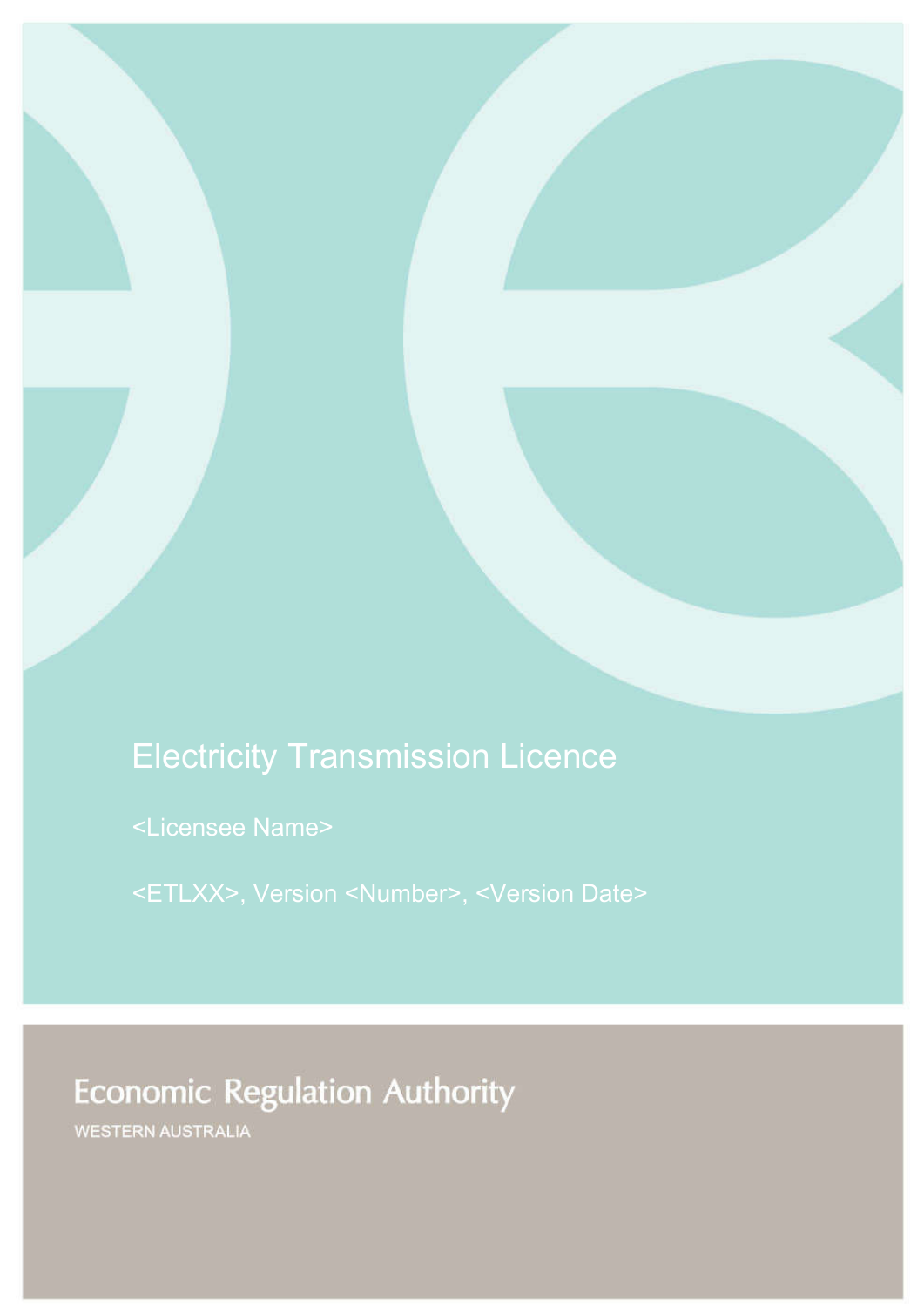# Electricity Transmission Licence

<Licensee Name>

<ETLXX>, Version <Number>, <Version Date>

Economic Regulation Authority

WESTERN AUSTRALIA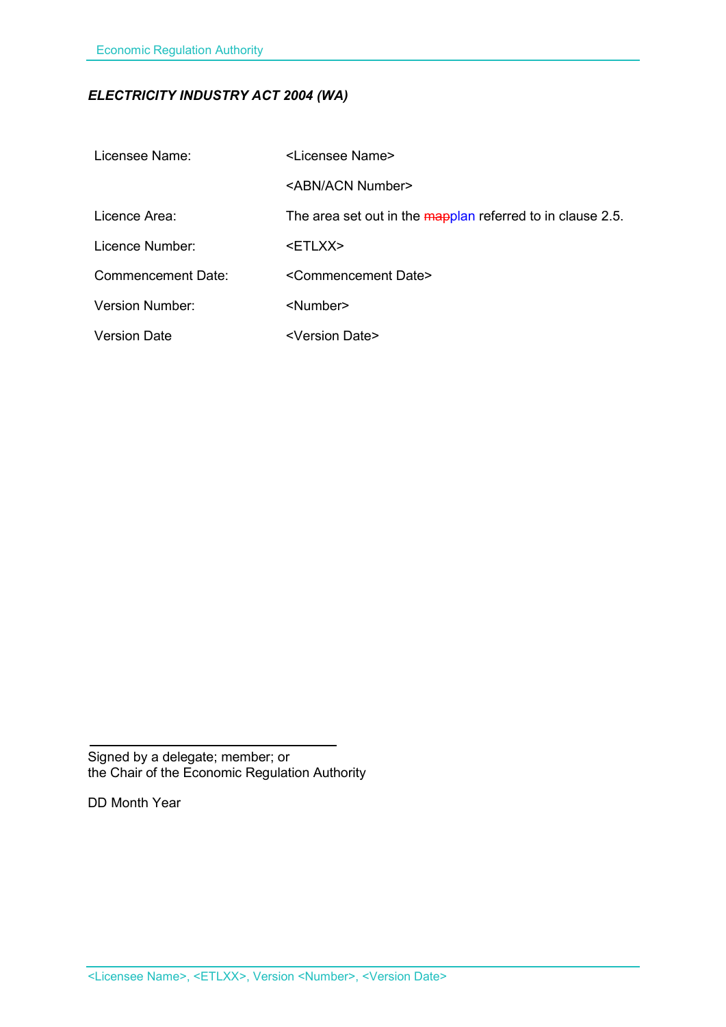***ELECTRICITY INDUSTRY ACT 2004 (WA)***

| | |
|---|---|
| Licensee Name: | <Licensee Name> |
| | <ABN/ACN Number> |
| Licence Area: | The area set out in the ~~map~~plan referred to in clause 2.5. |
| Licence Number: | <ETLXX> |
| Commencement Date: | <Commencement Date> |
| Version Number: | <Number> |
| Version Date | <Version Date> |

\_\_\_\_\_\_\_\_\_\_\_\_\_\_\_\_\_\_\_\_\_\_\_\_\_\_\_\_\_\_\_\_\_\_\_

Signed by a delegate; member; or
the Chair of the Economic Regulation Authority

DD Month Year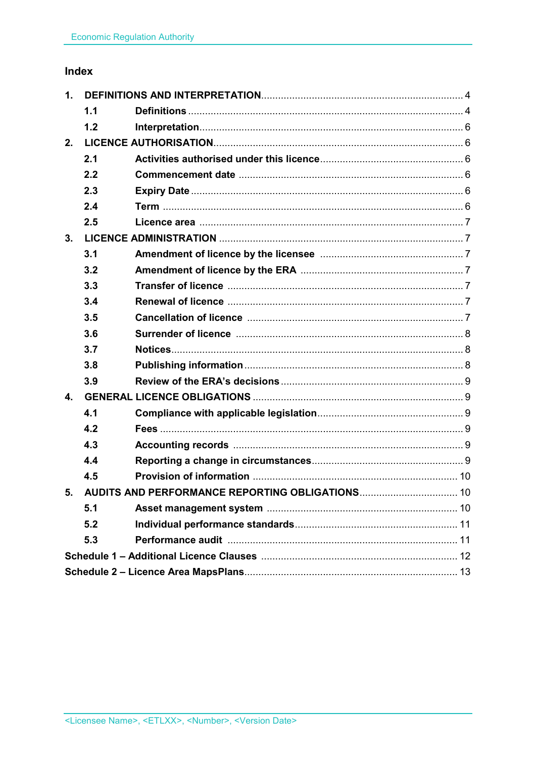## Index

- **1. DEFINITIONS AND INTERPRETATION** ........ 4
  - **1.1 Definitions** ........ 4
  - **1.2 Interpretation** ........ 6
- **2. LICENCE AUTHORISATION** ........ 6
  - **2.1 Activities authorised under this licence** ........ 6
  - **2.2 Commencement date** ........ 6
  - **2.3 Expiry Date** ........ 6
  - **2.4 Term** ........ 6
  - **2.5 Licence area** ........ 7
- **3. LICENCE ADMINISTRATION** ........ 7
  - **3.1 Amendment of licence by the licensee** ........ 7
  - **3.2 Amendment of licence by the ERA** ........ 7
  - **3.3 Transfer of licence** ........ 7
  - **3.4 Renewal of licence** ........ 7
  - **3.5 Cancellation of licence** ........ 7
  - **3.6 Surrender of licence** ........ 8
  - **3.7 Notices** ........ 8
  - **3.8 Publishing information** ........ 8
  - **3.9 Review of the ERA's decisions** ........ 9
- **4. GENERAL LICENCE OBLIGATIONS** ........ 9
  - **4.1 Compliance with applicable legislation** ........ 9
  - **4.2 Fees** ........ 9
  - **4.3 Accounting records** ........ 9
  - **4.4 Reporting a change in circumstances** ........ 9
  - **4.5 Provision of information** ........ 10
- **5. AUDITS AND PERFORMANCE REPORTING OBLIGATIONS** ........ 10
  - **5.1 Asset management system** ........ 10
  - **5.2 Individual performance standards** ........ 11
  - **5.3 Performance audit** ........ 11
- **Schedule 1 – Additional Licence Clauses** ........ 12
- **Schedule 2 – Licence Area MapsPlans** ........ 13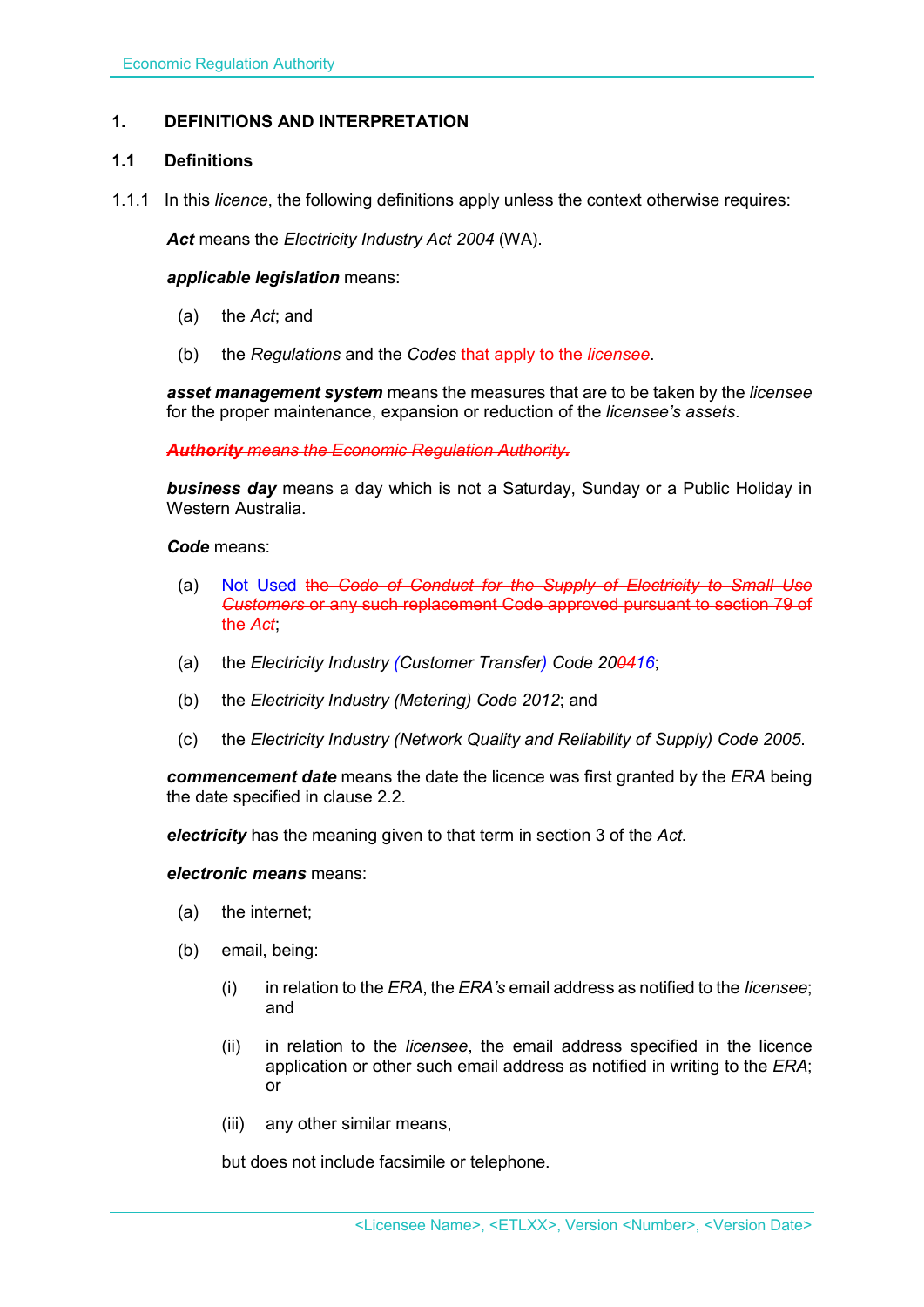## 1. DEFINITIONS AND INTERPRETATION

### 1.1 Definitions

1.1.1 In this *licence*, the following definitions apply unless the context otherwise requires:

***Act*** means the *Electricity Industry Act 2004* (WA).

***applicable legislation*** means:

(a) the *Act*; and

(b) the *Regulations* and the *Codes* ~~that apply to the *licensee*~~.

***asset management system*** means the measures that are to be taken by the *licensee* for the proper maintenance, expansion or reduction of the *licensee's assets*.

~~***Authority*** *means the Economic Regulation Authority.*~~

***business day*** means a day which is not a Saturday, Sunday or a Public Holiday in Western Australia.

***Code*** means:

(a) Not Used ~~the *Code of Conduct for the Supply of Electricity to Small Use Customers* or any such replacement Code approved pursuant to section 79 of the *Act*~~;

(a) the *Electricity Industry (Customer Transfer) Code 20~~04~~16*;

(b) the *Electricity Industry (Metering) Code 2012*; and

(c) the *Electricity Industry (Network Quality and Reliability of Supply) Code 2005*.

***commencement date*** means the date the licence was first granted by the *ERA* being the date specified in clause 2.2.

***electricity*** has the meaning given to that term in section 3 of the *Act*.

***electronic means*** means:

(a) the internet;

(b) email, being:

(i) in relation to the *ERA*, the *ERA's* email address as notified to the *licensee*; and

(ii) in relation to the *licensee*, the email address specified in the licence application or other such email address as notified in writing to the *ERA*; or

(iii) any other similar means,

but does not include facsimile or telephone.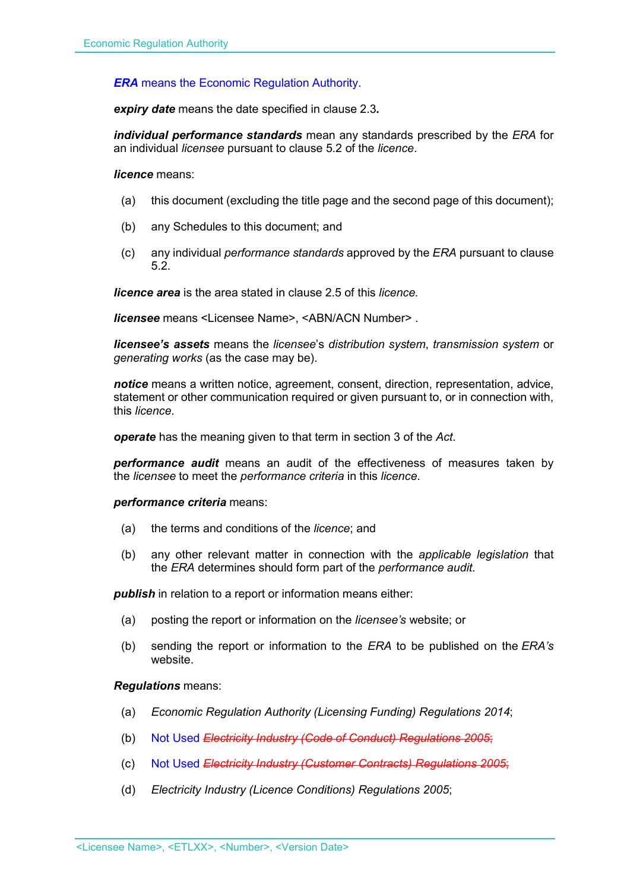***ERA*** means the Economic Regulation Authority.

***expiry date*** means the date specified in clause 2.3***.***

***individual performance standards*** mean any standards prescribed by the *ERA* for an individual *licensee* pursuant to clause 5.2 of the *licence*.

***licence*** means:

(a) this document (excluding the title page and the second page of this document);

(b) any Schedules to this document; and

(c) any individual *performance standards* approved by the *ERA* pursuant to clause 5.2.

***licence area*** is the area stated in clause 2.5 of this *licence.*

***licensee*** means <Licensee Name>, <ABN/ACN Number> .

***licensee's assets*** means the *licensee*'s *distribution system*, *transmission system* or *generating works* (as the case may be).

***notice*** means a written notice, agreement, consent, direction, representation, advice, statement or other communication required or given pursuant to, or in connection with, this *licence*.

***operate*** has the meaning given to that term in section 3 of the *Act*.

***performance audit*** means an audit of the effectiveness of measures taken by the *licensee* to meet the *performance criteria* in this *licence*.

***performance criteria*** means:

(a) the terms and conditions of the *licence*; and

(b) any other relevant matter in connection with the *applicable legislation* that the *ERA* determines should form part of the *performance audit*.

***publish*** in relation to a report or information means either:

(a) posting the report or information on the *licensee's* website; or

(b) sending the report or information to the *ERA* to be published on the *ERA's* website.

***Regulations*** means:

(a) *Economic Regulation Authority (Licensing Funding) Regulations 2014*;

(b) Not Used ~~*Electricity Industry (Code of Conduct) Regulations 2005*;~~

(c) Not Used ~~*Electricity Industry (Customer Contracts) Regulations 2005*;~~

(d) *Electricity Industry (Licence Conditions) Regulations 2005*;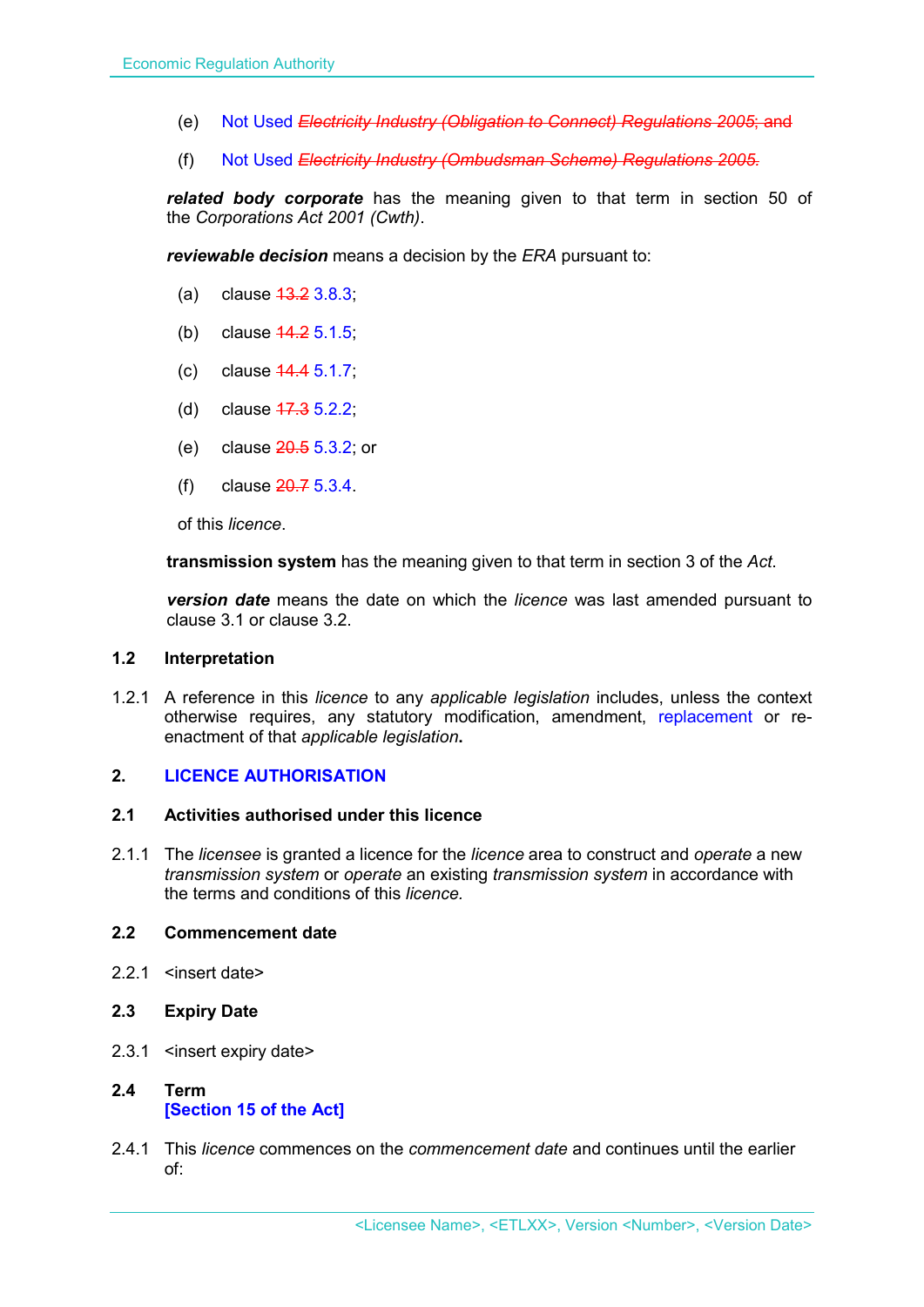(e) Not Used ~~*Electricity Industry (Obligation to Connect) Regulations 2005*; and~~

(f) Not Used ~~*Electricity Industry (Ombudsman Scheme) Regulations 2005*.~~

***related body corporate*** has the meaning given to that term in section 50 of the *Corporations Act 2001 (Cwth)*.

***reviewable decision*** means a decision by the *ERA* pursuant to:

(a) clause ~~13.2~~ 3.8.3;

(b) clause ~~14.2~~ 5.1.5;

(c) clause ~~14.4~~ 5.1.7;

(d) clause ~~17.3~~ 5.2.2;

(e) clause ~~20.5~~ 5.3.2; or

(f) clause ~~20.7~~ 5.3.4.

of this *licence*.

**transmission system** has the meaning given to that term in section 3 of the *Act*.

***version date*** means the date on which the *licence* was last amended pursuant to clause 3.1 or clause 3.2.

### 1.2 Interpretation

1.2.1 A reference in this *licence* to any *applicable legislation* includes, unless the context otherwise requires, any statutory modification, amendment, replacement or re-enactment of that *applicable legislation*.

## 2. LICENCE AUTHORISATION

### 2.1 Activities authorised under this licence

2.1.1 The *licensee* is granted a licence for the *licence* area to construct and *operate* a new *transmission system* or *operate* an existing *transmission system* in accordance with the terms and conditions of this *licence*.

### 2.2 Commencement date

2.2.1 <insert date>

### 2.3 Expiry Date

2.3.1 <insert expiry date>

### 2.4 Term

**[Section 15 of the Act]**

2.4.1 This *licence* commences on the *commencement date* and continues until the earlier of: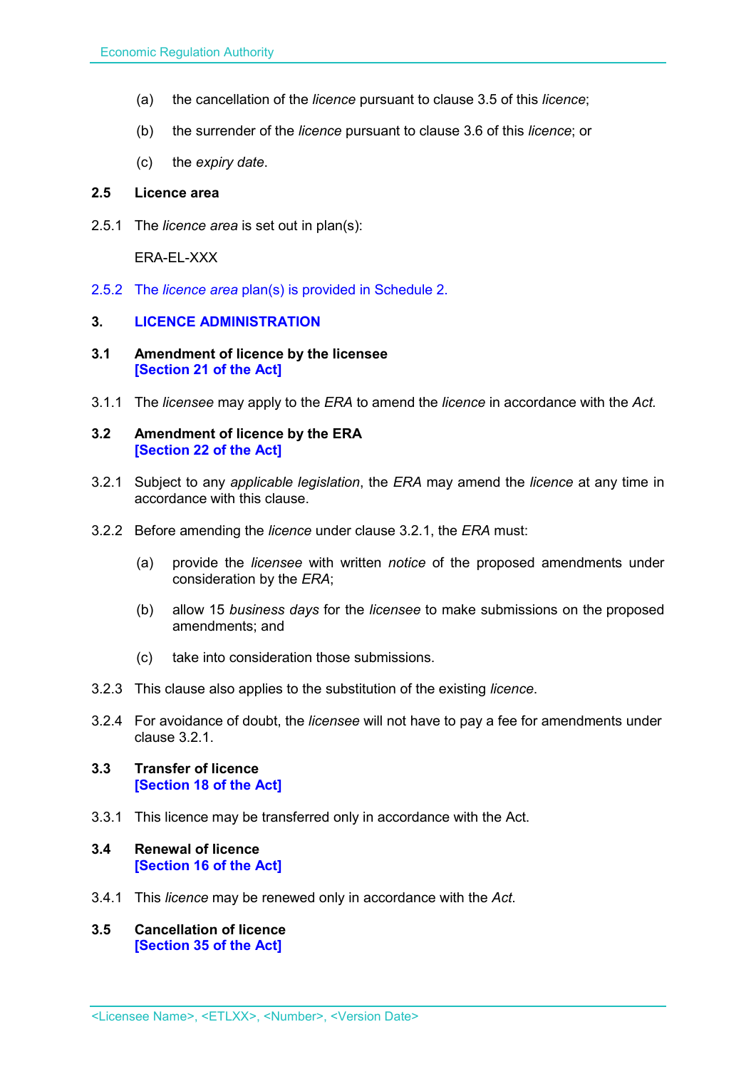(a) the cancellation of the *licence* pursuant to clause 3.5 of this *licence*;

(b) the surrender of the *licence* pursuant to clause 3.6 of this *licence*; or

(c) the *expiry date*.

**2.5 Licence area**

2.5.1 The *licence area* is set out in plan(s):

ERA-EL-XXX

2.5.2 The *licence area* plan(s) is provided in Schedule 2.

## 3. LICENCE ADMINISTRATION

**3.1 Amendment of licence by the licensee**
**[Section 21 of the Act]**

3.1.1 The *licensee* may apply to the *ERA* to amend the *licence* in accordance with the *Act.*

**3.2 Amendment of licence by the ERA**
**[Section 22 of the Act]**

3.2.1 Subject to any *applicable legislation*, the *ERA* may amend the *licence* at any time in accordance with this clause.

3.2.2 Before amending the *licence* under clause 3.2.1, the *ERA* must:

(a) provide the *licensee* with written *notice* of the proposed amendments under consideration by the *ERA*;

(b) allow 15 *business days* for the *licensee* to make submissions on the proposed amendments; and

(c) take into consideration those submissions.

3.2.3 This clause also applies to the substitution of the existing *licence*.

3.2.4 For avoidance of doubt, the *licensee* will not have to pay a fee for amendments under clause 3.2.1.

**3.3 Transfer of licence**
**[Section 18 of the Act]**

3.3.1 This licence may be transferred only in accordance with the Act.

**3.4 Renewal of licence**
**[Section 16 of the Act]**

3.4.1 This *licence* may be renewed only in accordance with the *Act*.

**3.5 Cancellation of licence**
**[Section 35 of the Act]**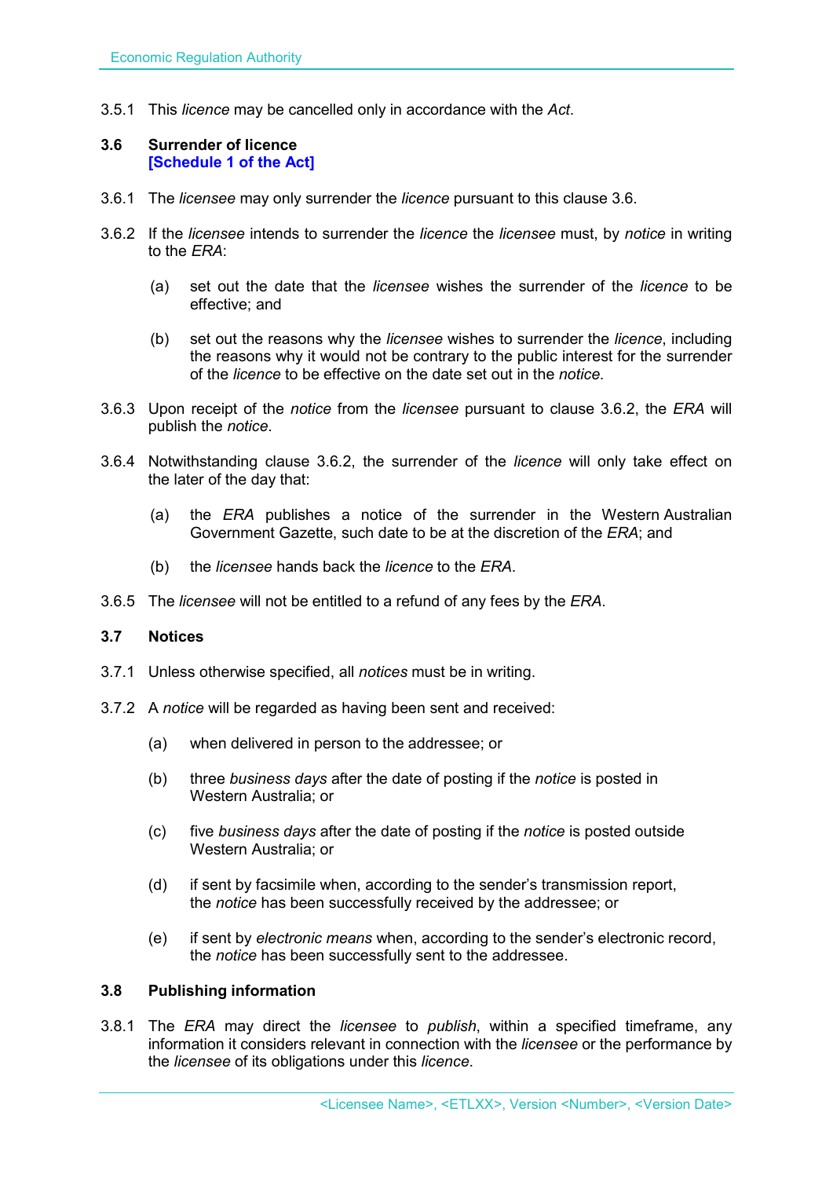3.5.1 This *licence* may be cancelled only in accordance with the *Act*.

### 3.6 Surrender of licence
**[Schedule 1 of the Act]**

3.6.1 The *licensee* may only surrender the *licence* pursuant to this clause 3.6.

3.6.2 If the *licensee* intends to surrender the *licence* the *licensee* must, by *notice* in writing to the *ERA*:

(a) set out the date that the *licensee* wishes the surrender of the *licence* to be effective; and

(b) set out the reasons why the *licensee* wishes to surrender the *licence*, including the reasons why it would not be contrary to the public interest for the surrender of the *licence* to be effective on the date set out in the *notice*.

3.6.3 Upon receipt of the *notice* from the *licensee* pursuant to clause 3.6.2, the *ERA* will publish the *notice*.

3.6.4 Notwithstanding clause 3.6.2, the surrender of the *licence* will only take effect on the later of the day that:

(a) the *ERA* publishes a notice of the surrender in the Western Australian Government Gazette, such date to be at the discretion of the *ERA*; and

(b) the *licensee* hands back the *licence* to the *ERA*.

3.6.5 The *licensee* will not be entitled to a refund of any fees by the *ERA*.

### 3.7 Notices

3.7.1 Unless otherwise specified, all *notices* must be in writing.

3.7.2 A *notice* will be regarded as having been sent and received:

(a) when delivered in person to the addressee; or

(b) three *business days* after the date of posting if the *notice* is posted in Western Australia; or

(c) five *business days* after the date of posting if the *notice* is posted outside Western Australia; or

(d) if sent by facsimile when, according to the sender's transmission report, the *notice* has been successfully received by the addressee; or

(e) if sent by *electronic means* when, according to the sender's electronic record, the *notice* has been successfully sent to the addressee.

### 3.8 Publishing information

3.8.1 The *ERA* may direct the *licensee* to *publish*, within a specified timeframe, any information it considers relevant in connection with the *licensee* or the performance by the *licensee* of its obligations under this *licence*.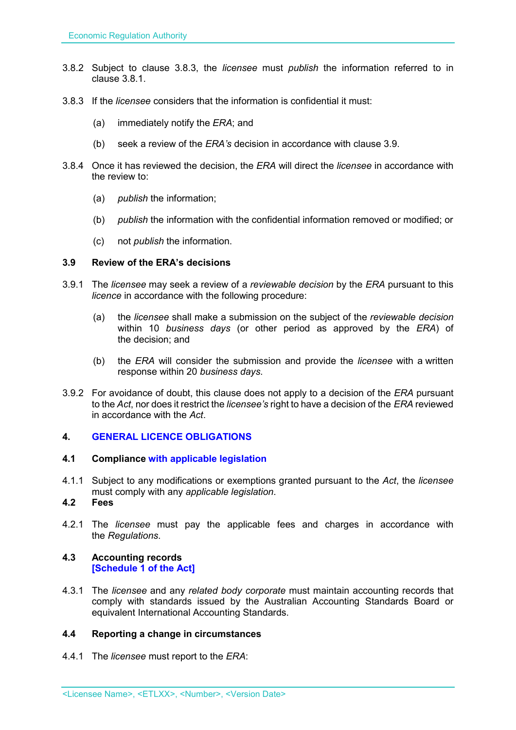3.8.2 Subject to clause 3.8.3, the *licensee* must *publish* the information referred to in clause 3.8.1.

3.8.3 If the *licensee* considers that the information is confidential it must:

(a) immediately notify the *ERA*; and

(b) seek a review of the *ERA's* decision in accordance with clause 3.9.

3.8.4 Once it has reviewed the decision, the *ERA* will direct the *licensee* in accordance with the review to:

(a) *publish* the information;

(b) *publish* the information with the confidential information removed or modified; or

(c) not *publish* the information.

### 3.9 Review of the ERA's decisions

3.9.1 The *licensee* may seek a review of a *reviewable decision* by the *ERA* pursuant to this *licence* in accordance with the following procedure:

(a) the *licensee* shall make a submission on the subject of the *reviewable decision* within 10 *business days* (or other period as approved by the *ERA*) of the decision; and

(b) the *ERA* will consider the submission and provide the *licensee* with a written response within 20 *business days*.

3.9.2 For avoidance of doubt, this clause does not apply to a decision of the *ERA* pursuant to the *Act*, nor does it restrict the *licensee's* right to have a decision of the *ERA* reviewed in accordance with the *Act*.

## 4. GENERAL LICENCE OBLIGATIONS

### 4.1 Compliance with applicable legislation

4.1.1 Subject to any modifications or exemptions granted pursuant to the *Act*, the *licensee* must comply with any *applicable legislation*.

### 4.2 Fees

4.2.1 The *licensee* must pay the applicable fees and charges in accordance with the *Regulations*.

### 4.3 Accounting records
**[Schedule 1 of the Act]**

4.3.1 The *licensee* and any *related body corporate* must maintain accounting records that comply with standards issued by the Australian Accounting Standards Board or equivalent International Accounting Standards.

### 4.4 Reporting a change in circumstances

4.4.1 The *licensee* must report to the *ERA*: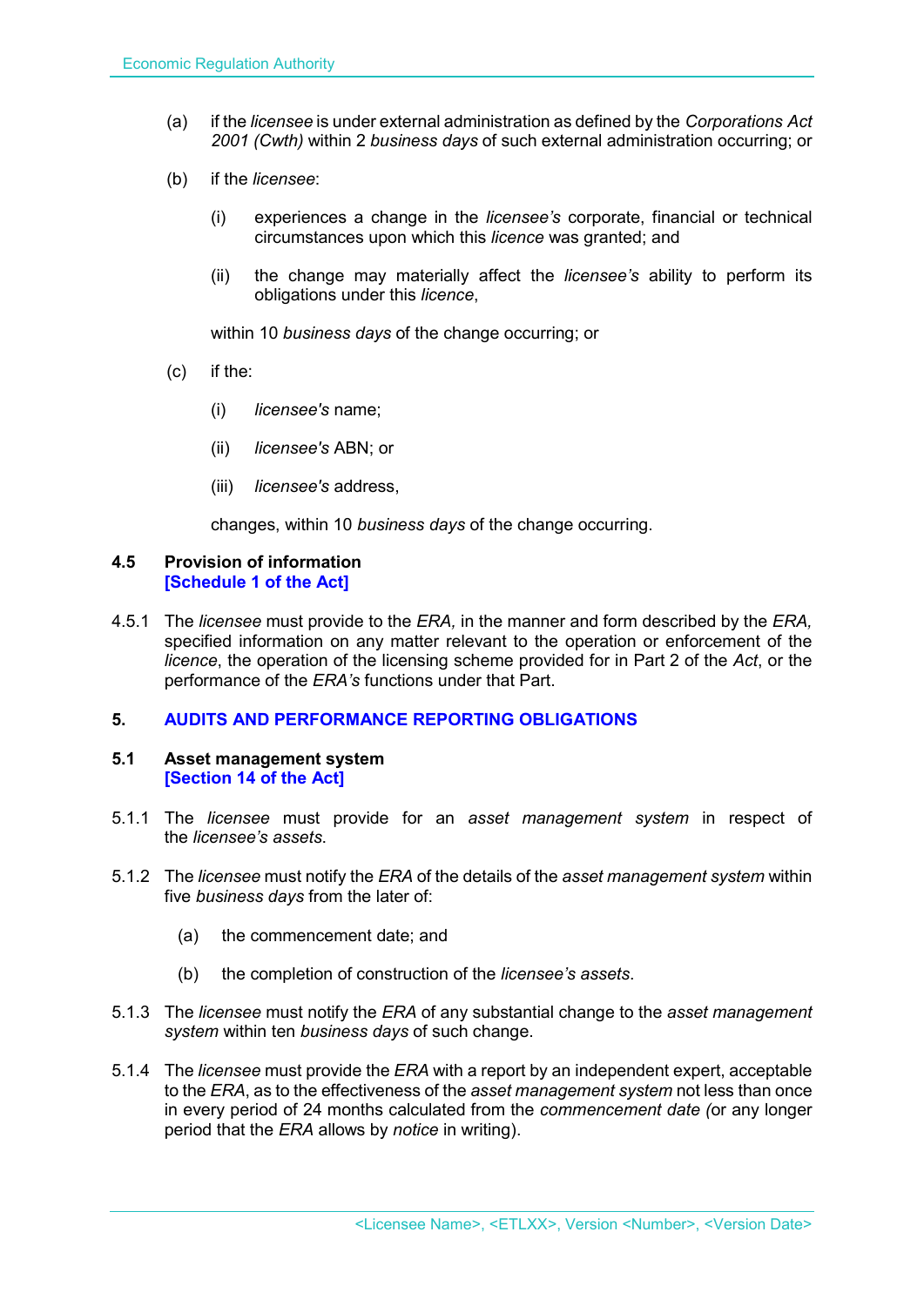(a) if the *licensee* is under external administration as defined by the *Corporations Act 2001 (Cwth)* within 2 *business days* of such external administration occurring; or

(b) if the *licensee*:

   (i) experiences a change in the *licensee's* corporate, financial or technical circumstances upon which this *licence* was granted; and

   (ii) the change may materially affect the *licensee's* ability to perform its obligations under this *licence*,

   within 10 *business days* of the change occurring; or

(c) if the:

   (i) *licensee's* name;

   (ii) *licensee's* ABN; or

   (iii) *licensee's* address,

   changes, within 10 *business days* of the change occurring.

### 4.5 Provision of information
**[Schedule 1 of the Act]**

4.5.1 The *licensee* must provide to the *ERA,* in the manner and form described by the *ERA,* specified information on any matter relevant to the operation or enforcement of the *licence*, the operation of the licensing scheme provided for in Part 2 of the *Act*, or the performance of the *ERA's* functions under that Part.

## 5. AUDITS AND PERFORMANCE REPORTING OBLIGATIONS

### 5.1 Asset management system
**[Section 14 of the Act]**

5.1.1 The *licensee* must provide for an *asset management system* in respect of the *licensee's assets*.

5.1.2 The *licensee* must notify the *ERA* of the details of the *asset management system* within five *business days* from the later of:

   (a) the commencement date; and

   (b) the completion of construction of the *licensee's assets*.

5.1.3 The *licensee* must notify the *ERA* of any substantial change to the *asset management system* within ten *business days* of such change.

5.1.4 The *licensee* must provide the *ERA* with a report by an independent expert, acceptable to the *ERA*, as to the effectiveness of the *asset management system* not less than once in every period of 24 months calculated from the *commencement date (*or any longer period that the *ERA* allows by *notice* in writing).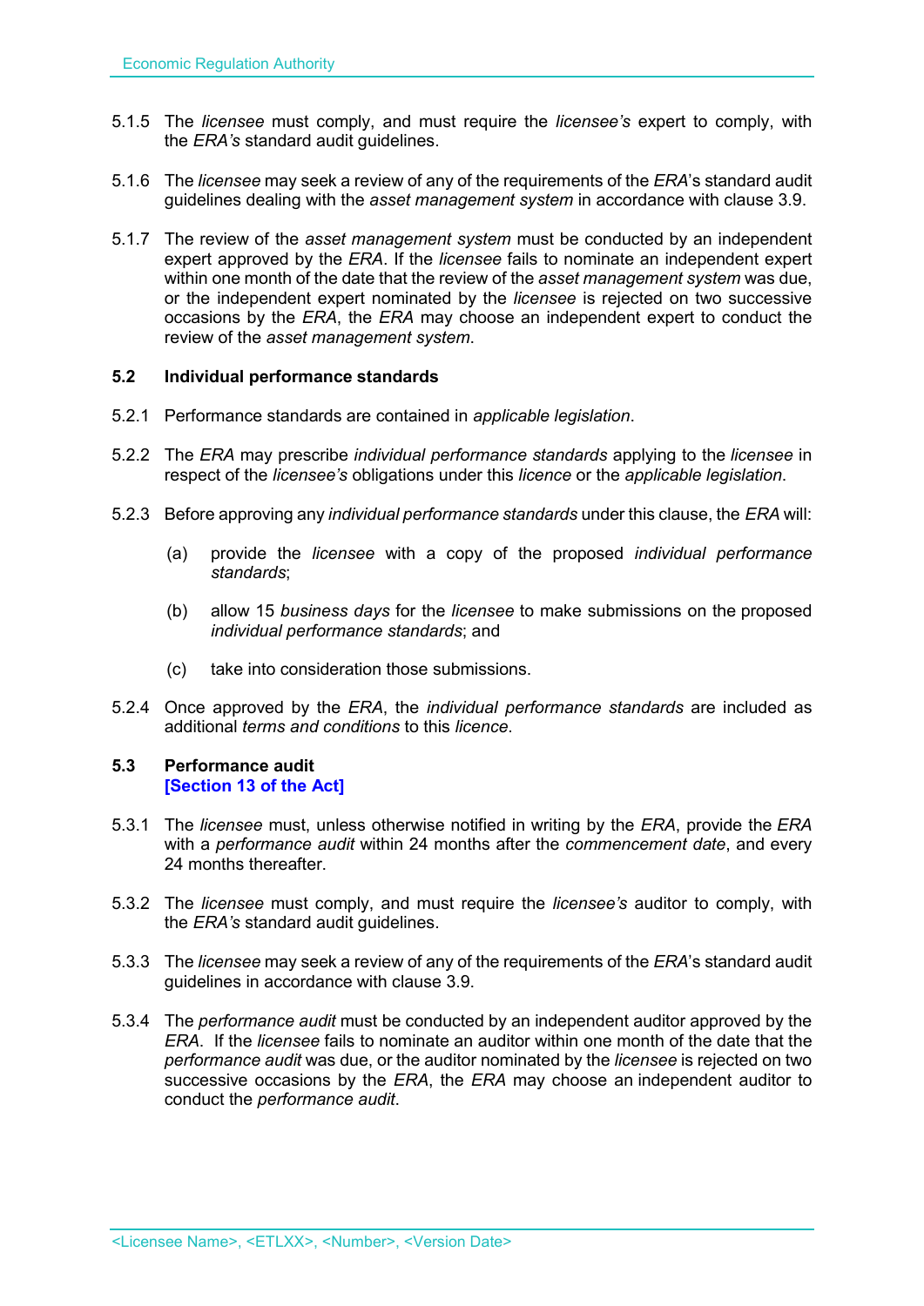5.1.5 The *licensee* must comply, and must require the *licensee's* expert to comply, with the *ERA's* standard audit guidelines.

5.1.6 The *licensee* may seek a review of any of the requirements of the *ERA*'s standard audit guidelines dealing with the *asset management system* in accordance with clause 3.9.

5.1.7 The review of the *asset management system* must be conducted by an independent expert approved by the *ERA*. If the *licensee* fails to nominate an independent expert within one month of the date that the review of the *asset management system* was due, or the independent expert nominated by the *licensee* is rejected on two successive occasions by the *ERA*, the *ERA* may choose an independent expert to conduct the review of the *asset management system*.

### 5.2 Individual performance standards

5.2.1 Performance standards are contained in *applicable legislation*.

5.2.2 The *ERA* may prescribe *individual performance standards* applying to the *licensee* in respect of the *licensee's* obligations under this *licence* or the *applicable legislation*.

5.2.3 Before approving any *individual performance standards* under this clause, the *ERA* will:

(a) provide the *licensee* with a copy of the proposed *individual performance standards*;

(b) allow 15 *business days* for the *licensee* to make submissions on the proposed *individual performance standards*; and

(c) take into consideration those submissions.

5.2.4 Once approved by the *ERA*, the *individual performance standards* are included as additional *terms and conditions* to this *licence*.

### 5.3 Performance audit
**[Section 13 of the Act]**

5.3.1 The *licensee* must, unless otherwise notified in writing by the *ERA*, provide the *ERA* with a *performance audit* within 24 months after the *commencement date*, and every 24 months thereafter.

5.3.2 The *licensee* must comply, and must require the *licensee's* auditor to comply, with the *ERA's* standard audit guidelines.

5.3.3 The *licensee* may seek a review of any of the requirements of the *ERA*'s standard audit guidelines in accordance with clause 3.9.

5.3.4 The *performance audit* must be conducted by an independent auditor approved by the *ERA*. If the *licensee* fails to nominate an auditor within one month of the date that the *performance audit* was due, or the auditor nominated by the *licensee* is rejected on two successive occasions by the *ERA*, the *ERA* may choose an independent auditor to conduct the *performance audit*.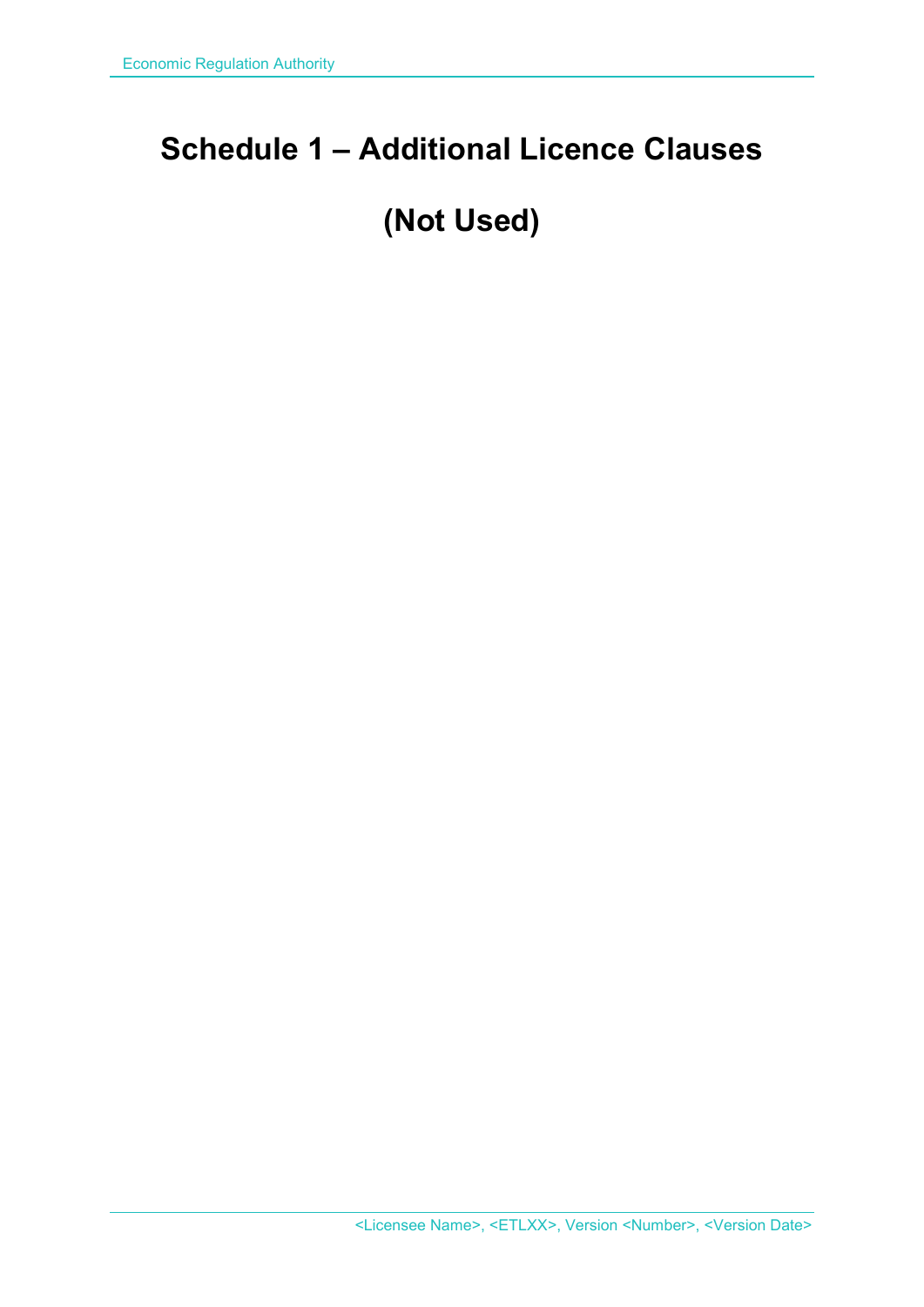# Schedule 1 – Additional Licence Clauses

# (Not Used)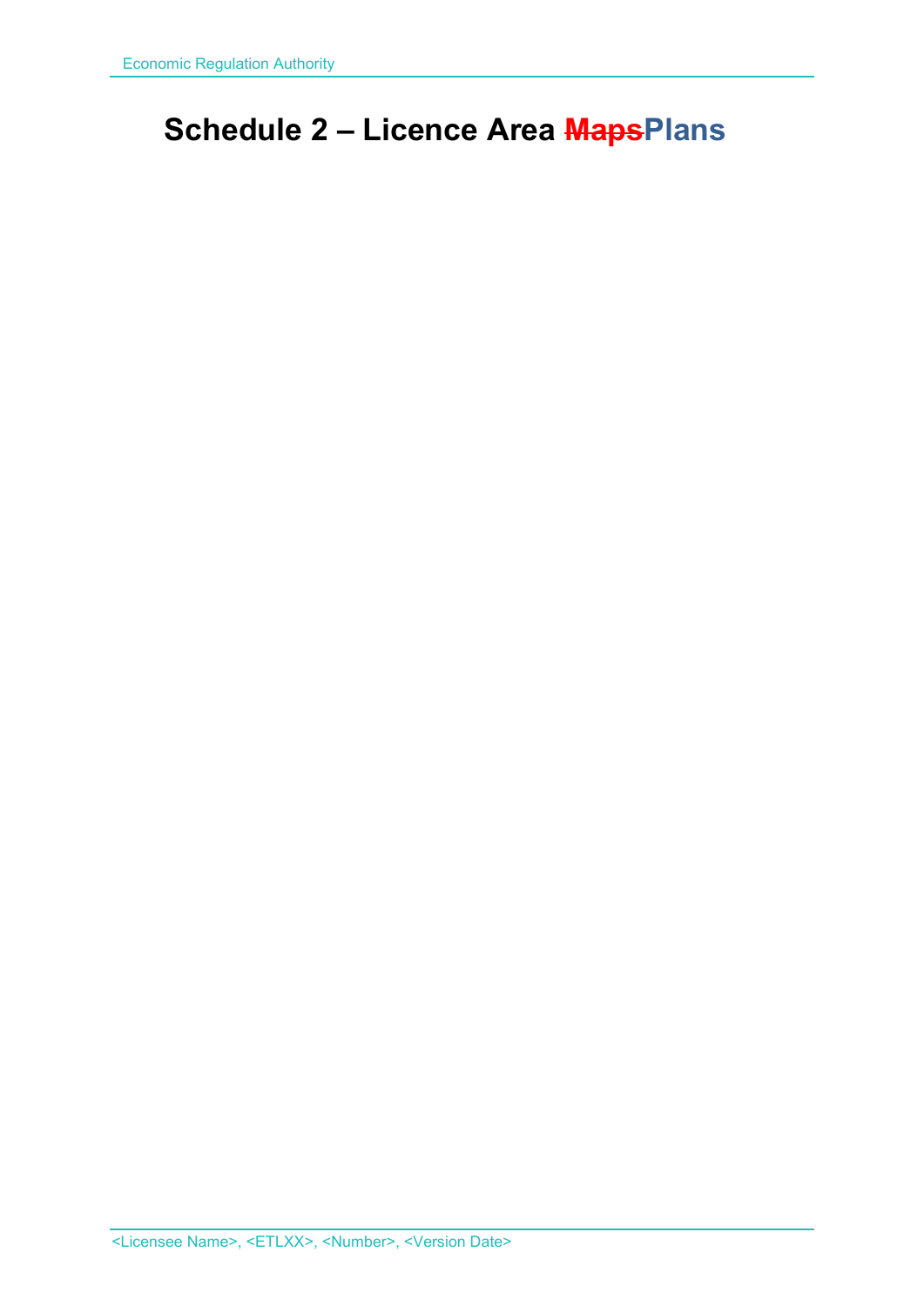# Schedule 2 – Licence Area ~~Maps~~Plans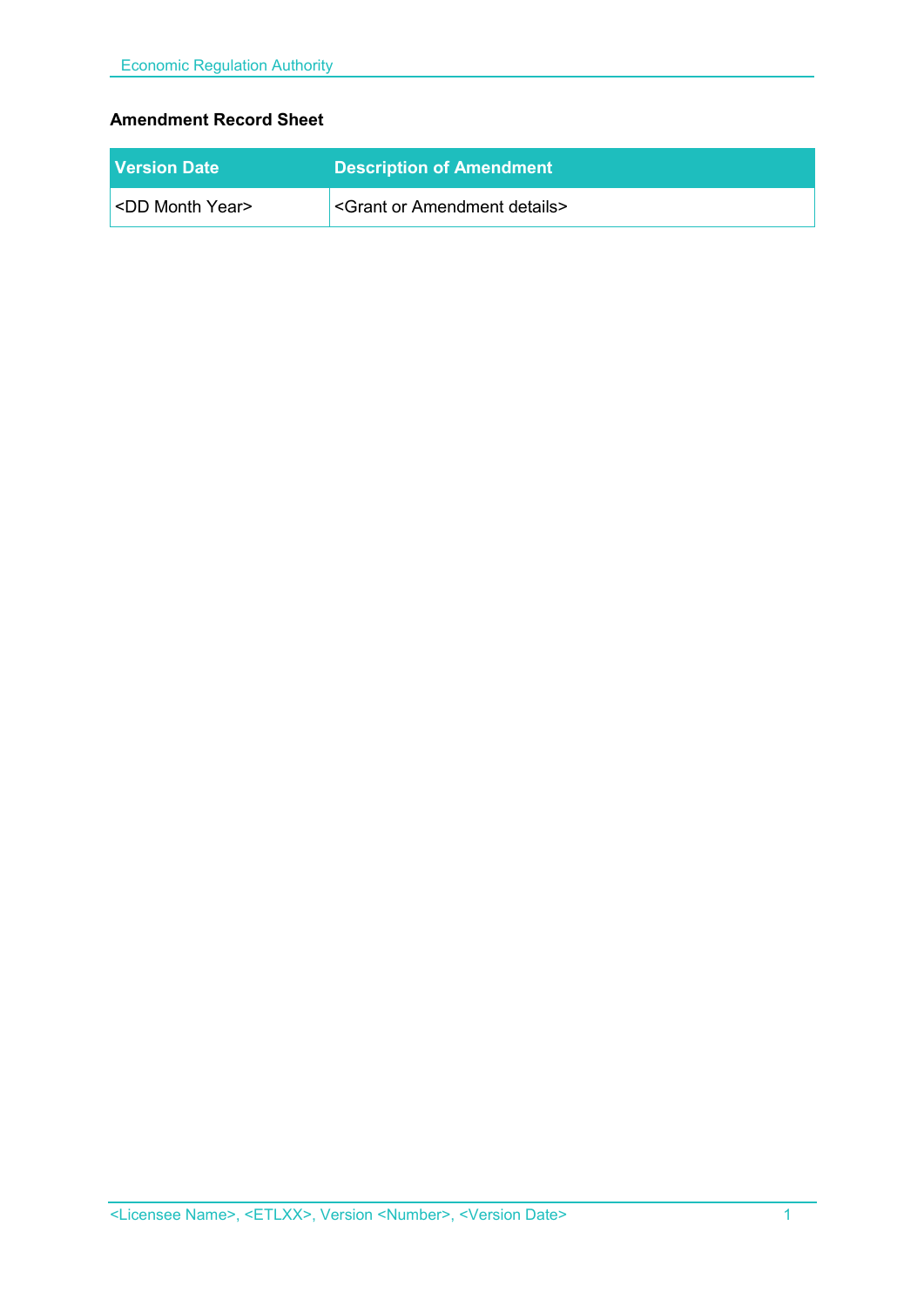**Amendment Record Sheet**

| Version Date | Description of Amendment |
| --- | --- |
| <DD Month Year> | <Grant or Amendment details> |